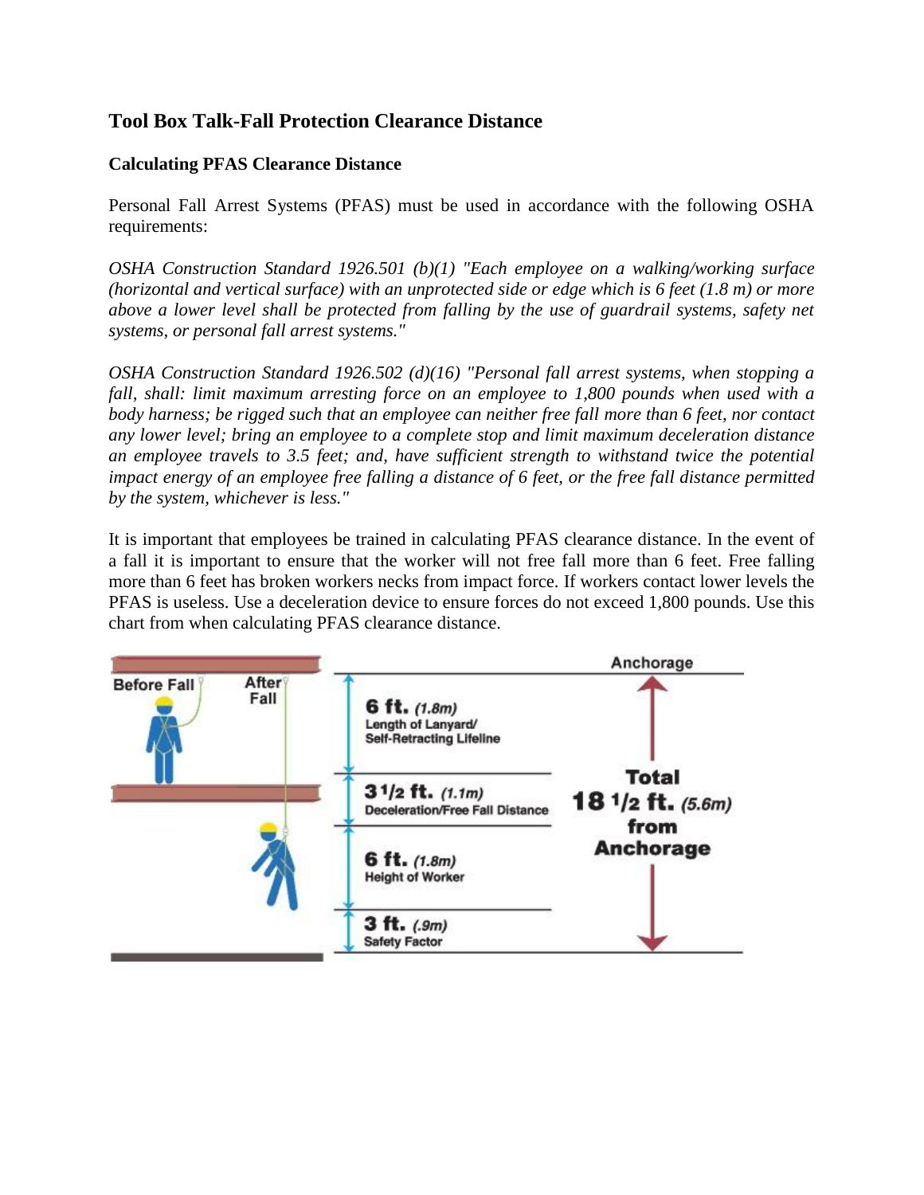# Tool Box Talk-Fall Protection Clearance Distance

## Calculating PFAS Clearance Distance

Personal Fall Arrest Systems (PFAS) must be used in accordance with the following OSHA requirements:

*OSHA Construction Standard 1926.501 (b)(1) "Each employee on a walking/working surface (horizontal and vertical surface) with an unprotected side or edge which is 6 feet (1.8 m) or more above a lower level shall be protected from falling by the use of guardrail systems, safety net systems, or personal fall arrest systems."*

*OSHA Construction Standard 1926.502 (d)(16) "Personal fall arrest systems, when stopping a fall, shall: limit maximum arresting force on an employee to 1,800 pounds when used with a body harness; be rigged such that an employee can neither free fall more than 6 feet, nor contact any lower level; bring an employee to a complete stop and limit maximum deceleration distance an employee travels to 3.5 feet; and, have sufficient strength to withstand twice the potential impact energy of an employee free falling a distance of 6 feet, or the free fall distance permitted by the system, whichever is less."*

It is important that employees be trained in calculating PFAS clearance distance. In the event of a fall it is important to ensure that the worker will not free fall more than 6 feet. Free falling more than 6 feet has broken workers necks from impact force. If workers contact lower levels the PFAS is useless. Use a deceleration device to ensure forces do not exceed 1,800 pounds. Use this chart from when calculating PFAS clearance distance.

Before Fall | After Fall

Anchorage

- **6 ft.** *(1.8m)* Length of Lanyard/ Self-Retracting Lifeline
- **3 1/2 ft.** *(1.1m)* Deceleration/Free Fall Distance
- **6 ft.** *(1.8m)* Height of Worker
- **3 ft.** *(.9m)* Safety Factor

**Total 18 1/2 ft.** *(5.6m)* **from Anchorage**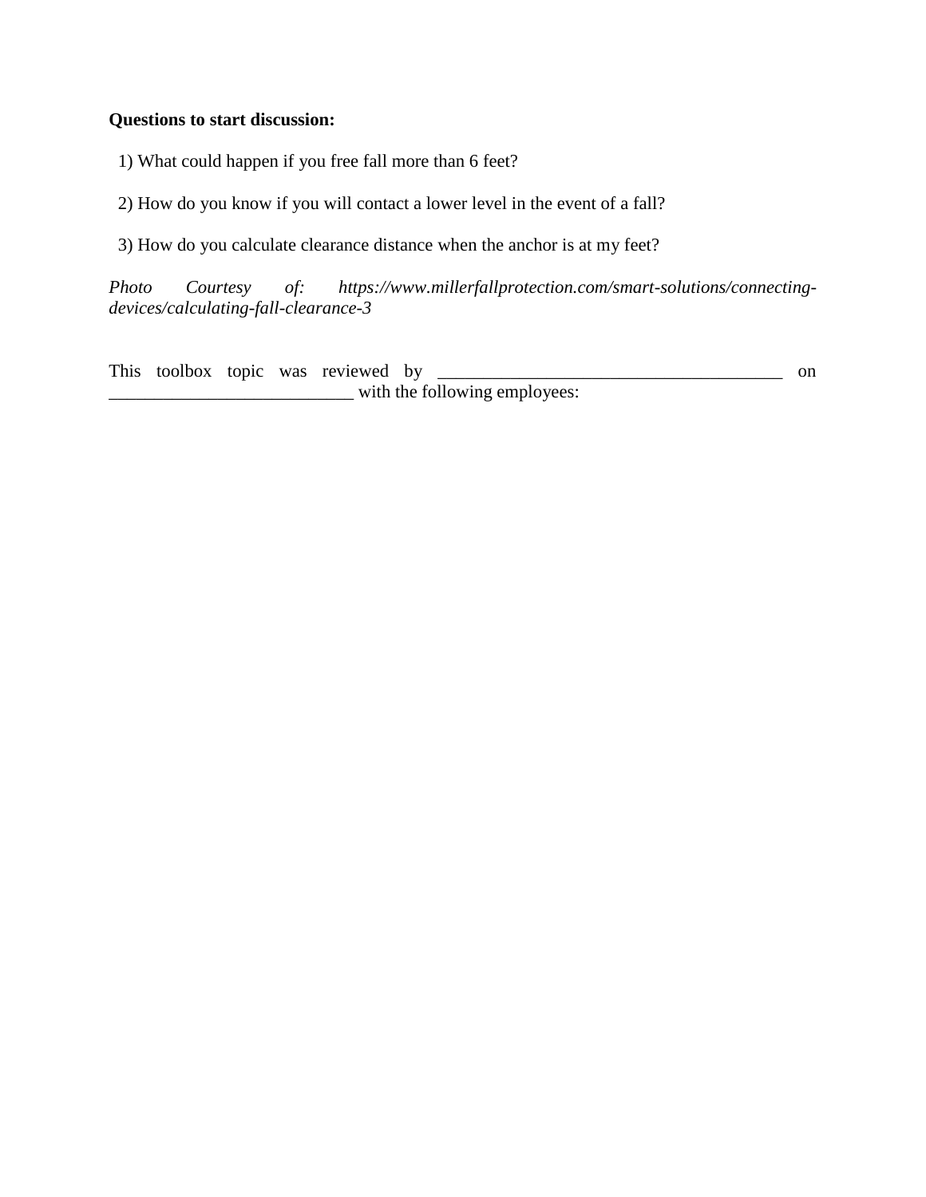**Questions to start discussion:**

1) What could happen if you free fall more than 6 feet?

2) How do you know if you will contact a lower level in the event of a fall?

3) How do you calculate clearance distance when the anchor is at my feet?

*Photo Courtesy of: https://www.millerfallprotection.com/smart-solutions/connecting-devices/calculating-fall-clearance-3*

This toolbox topic was reviewed by ______________________________________ on ___________________________ with the following employees: